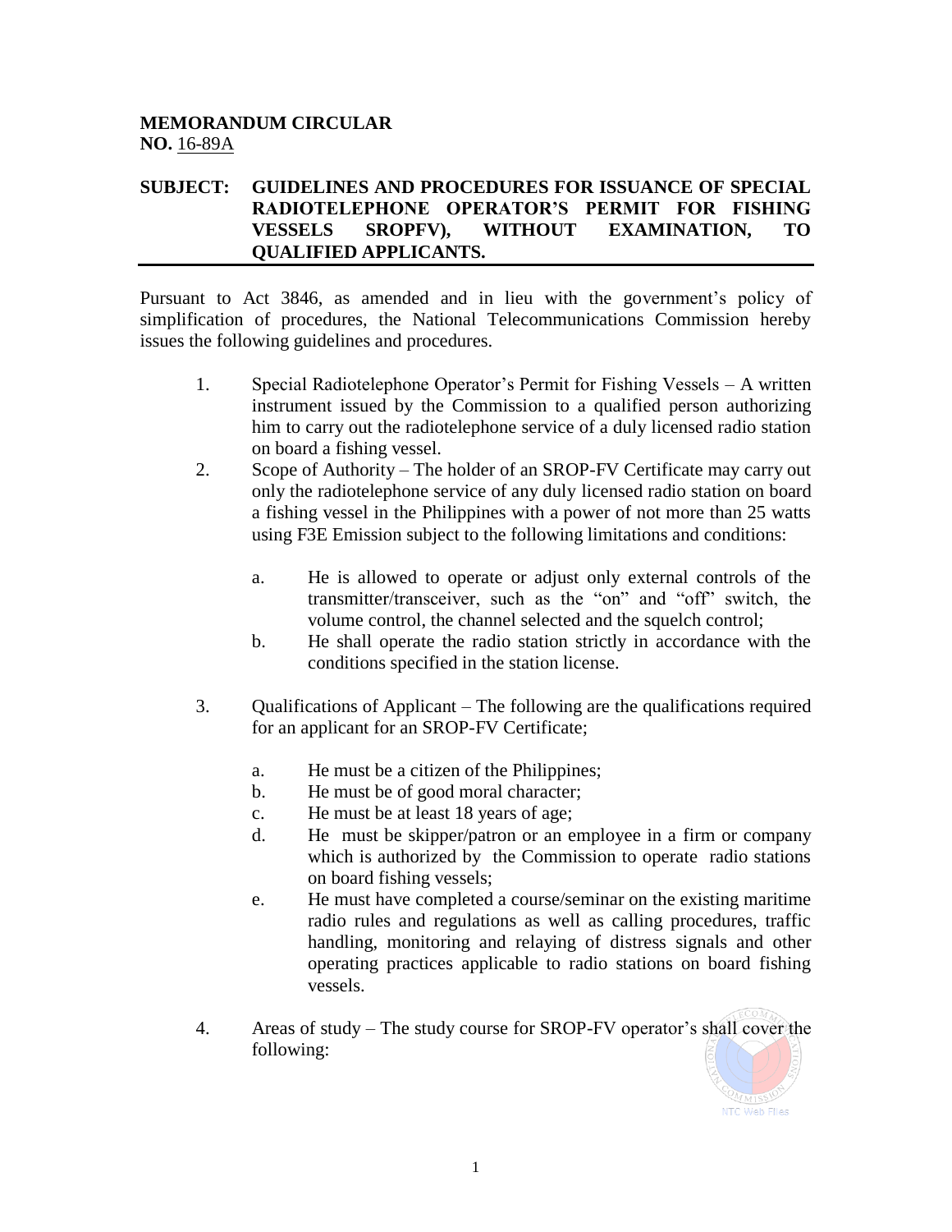**MEMORANDUM CIRCULAR**
**NO.** 16-89A

**SUBJECT: GUIDELINES AND PROCEDURES FOR ISSUANCE OF SPECIAL RADIOTELEPHONE OPERATOR'S PERMIT FOR FISHING VESSELS SROPFV), WITHOUT EXAMINATION, TO QUALIFIED APPLICANTS.**

Pursuant to Act 3846, as amended and in lieu with the government's policy of simplification of procedures, the National Telecommunications Commission hereby issues the following guidelines and procedures.

1. Special Radiotelephone Operator's Permit for Fishing Vessels – A written instrument issued by the Commission to a qualified person authorizing him to carry out the radiotelephone service of a duly licensed radio station on board a fishing vessel.

2. Scope of Authority – The holder of an SROP-FV Certificate may carry out only the radiotelephone service of any duly licensed radio station on board a fishing vessel in the Philippines with a power of not more than 25 watts using F3E Emission subject to the following limitations and conditions:

   a. He is allowed to operate or adjust only external controls of the transmitter/transceiver, such as the "on" and "off" switch, the volume control, the channel selected and the squelch control;
   b. He shall operate the radio station strictly in accordance with the conditions specified in the station license.

3. Qualifications of Applicant – The following are the qualifications required for an applicant for an SROP-FV Certificate;

   a. He must be a citizen of the Philippines;
   b. He must be of good moral character;
   c. He must be at least 18 years of age;
   d. He must be skipper/patron or an employee in a firm or company which is authorized by the Commission to operate radio stations on board fishing vessels;
   e. He must have completed a course/seminar on the existing maritime radio rules and regulations as well as calling procedures, traffic handling, monitoring and relaying of distress signals and other operating practices applicable to radio stations on board fishing vessels.

4. Areas of study – The study course for SROP-FV operator's shall cover the following: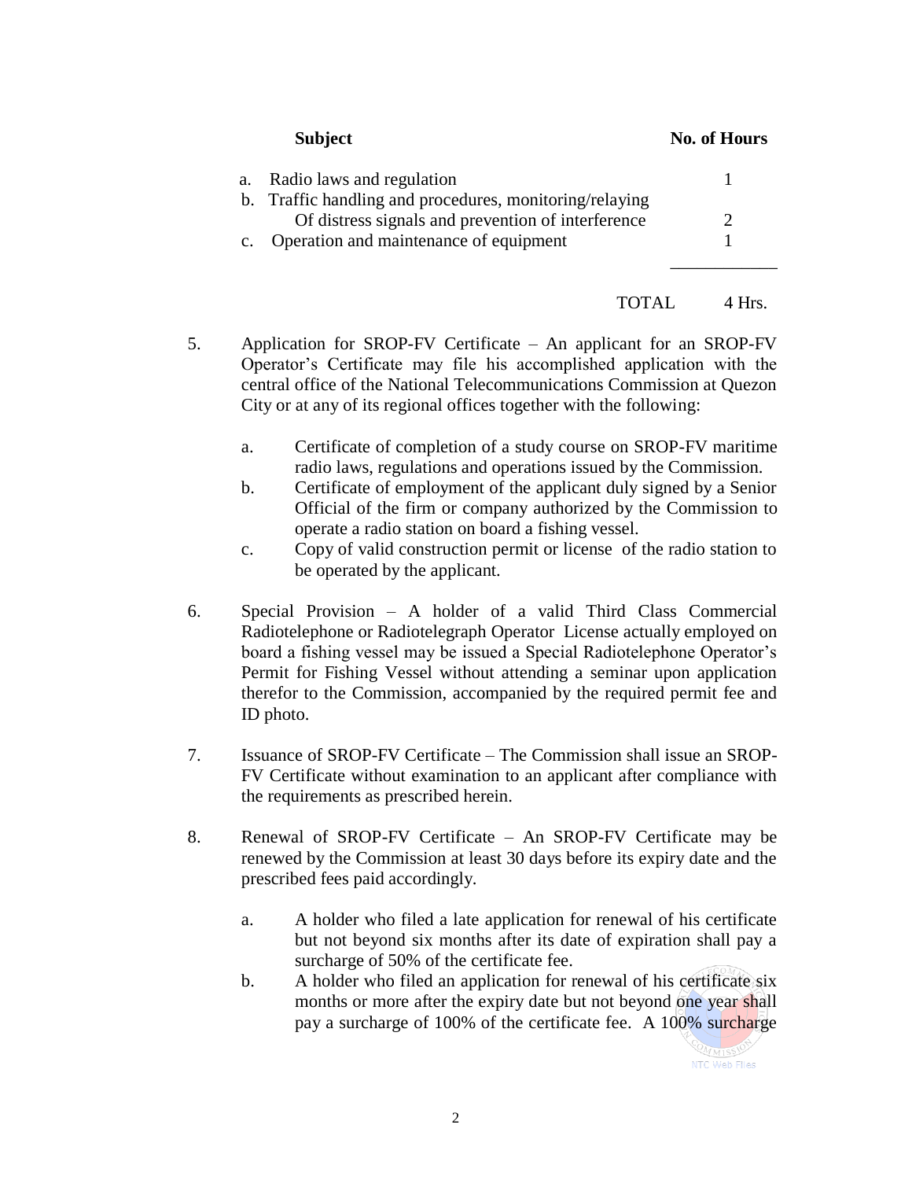| Subject | No. of Hours |
|---|---|
| a. Radio laws and regulation | 1 |
| b. Traffic handling and procedures, monitoring/relaying Of distress signals and prevention of interference | 2 |
| c. Operation and maintenance of equipment | 1 |
| TOTAL | 4 Hrs. |

5. Application for SROP-FV Certificate – An applicant for an SROP-FV Operator's Certificate may file his accomplished application with the central office of the National Telecommunications Commission at Quezon City or at any of its regional offices together with the following:

   a. Certificate of completion of a study course on SROP-FV maritime radio laws, regulations and operations issued by the Commission.
   b. Certificate of employment of the applicant duly signed by a Senior Official of the firm or company authorized by the Commission to operate a radio station on board a fishing vessel.
   c. Copy of valid construction permit or license of the radio station to be operated by the applicant.

6. Special Provision – A holder of a valid Third Class Commercial Radiotelephone or Radiotelegraph Operator License actually employed on board a fishing vessel may be issued a Special Radiotelephone Operator's Permit for Fishing Vessel without attending a seminar upon application therefor to the Commission, accompanied by the required permit fee and ID photo.

7. Issuance of SROP-FV Certificate – The Commission shall issue an SROP-FV Certificate without examination to an applicant after compliance with the requirements as prescribed herein.

8. Renewal of SROP-FV Certificate – An SROP-FV Certificate may be renewed by the Commission at least 30 days before its expiry date and the prescribed fees paid accordingly.

   a. A holder who filed a late application for renewal of his certificate but not beyond six months after its date of expiration shall pay a surcharge of 50% of the certificate fee.
   b. A holder who filed an application for renewal of his certificate six months or more after the expiry date but not beyond one year shall pay a surcharge of 100% of the certificate fee. A 100% surcharge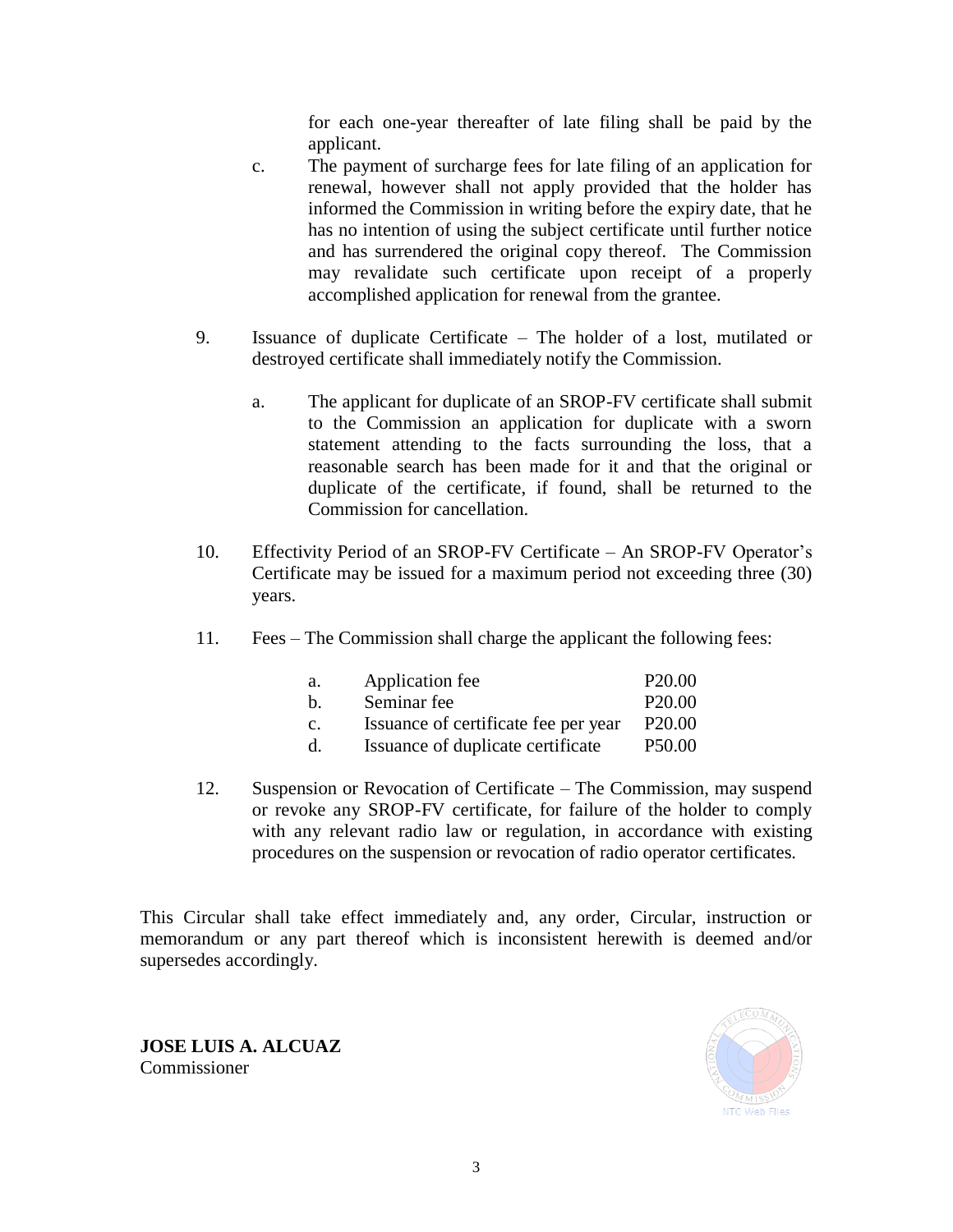for each one-year thereafter of late filing shall be paid by the applicant.

c. The payment of surcharge fees for late filing of an application for renewal, however shall not apply provided that the holder has informed the Commission in writing before the expiry date, that he has no intention of using the subject certificate until further notice and has surrendered the original copy thereof. The Commission may revalidate such certificate upon receipt of a properly accomplished application for renewal from the grantee.

9. Issuance of duplicate Certificate – The holder of a lost, mutilated or destroyed certificate shall immediately notify the Commission.

   a. The applicant for duplicate of an SROP-FV certificate shall submit to the Commission an application for duplicate with a sworn statement attending to the facts surrounding the loss, that a reasonable search has been made for it and that the original or duplicate of the certificate, if found, shall be returned to the Commission for cancellation.

10. Effectivity Period of an SROP-FV Certificate – An SROP-FV Operator's Certificate may be issued for a maximum period not exceeding three (30) years.

11. Fees – The Commission shall charge the applicant the following fees:

| | | |
|---|---|---|
| a. | Application fee | P20.00 |
| b. | Seminar fee | P20.00 |
| c. | Issuance of certificate fee per year | P20.00 |
| d. | Issuance of duplicate certificate | P50.00 |

12. Suspension or Revocation of Certificate – The Commission, may suspend or revoke any SROP-FV certificate, for failure of the holder to comply with any relevant radio law or regulation, in accordance with existing procedures on the suspension or revocation of radio operator certificates.

This Circular shall take effect immediately and, any order, Circular, instruction or memorandum or any part thereof which is inconsistent herewith is deemed and/or supersedes accordingly.

**JOSE LUIS A. ALCUAZ**
Commissioner